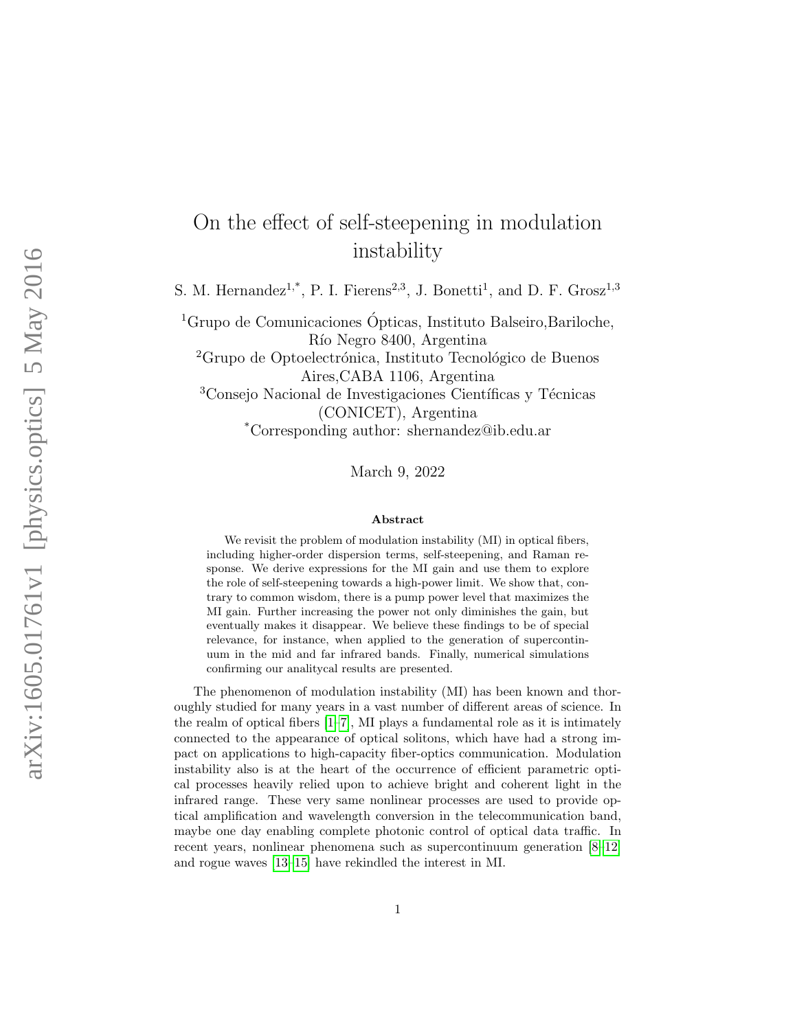# On the effect of self-steepening in modulation instability

S. M. Hernandez[1,*], P. I. Fierens[2,3], J. Bonetti[1], and D. F. Grosz[1,3]

[1]Grupo de Comunicaciones Ópticas, Instituto Balseiro,Bariloche, Río Negro 8400, Argentina

[2]Grupo de Optoelectrónica, Instituto Tecnológico de Buenos Aires,CABA 1106, Argentina

[3]Consejo Nacional de Investigaciones Científicas y Técnicas (CONICET), Argentina

[*]Corresponding author: shernandez@ib.edu.ar

March 9, 2022

### Abstract

We revisit the problem of modulation instability (MI) in optical fibers, including higher-order dispersion terms, self-steepening, and Raman response. We derive expressions for the MI gain and use them to explore the role of self-steepening towards a high-power limit. We show that, contrary to common wisdom, there is a pump power level that maximizes the MI gain. Further increasing the power not only diminishes the gain, but eventually makes it disappear. We believe these findings to be of special relevance, for instance, when applied to the generation of supercontinuum in the mid and far infrared bands. Finally, numerical simulations confirming our analitycal results are presented.

The phenomenon of modulation instability (MI) has been known and thoroughly studied for many years in a vast number of different areas of science. In the realm of optical fibers [1–7], MI plays a fundamental role as it is intimately connected to the appearance of optical solitons, which have had a strong impact on applications to high-capacity fiber-optics communication. Modulation instability also is at the heart of the occurrence of efficient parametric optical processes heavily relied upon to achieve bright and coherent light in the infrared range. These very same nonlinear processes are used to provide optical amplification and wavelength conversion in the telecommunication band, maybe one day enabling complete photonic control of optical data traffic. In recent years, nonlinear phenomena such as supercontinuum generation [8–12] and rogue waves [13–15] have rekindled the interest in MI.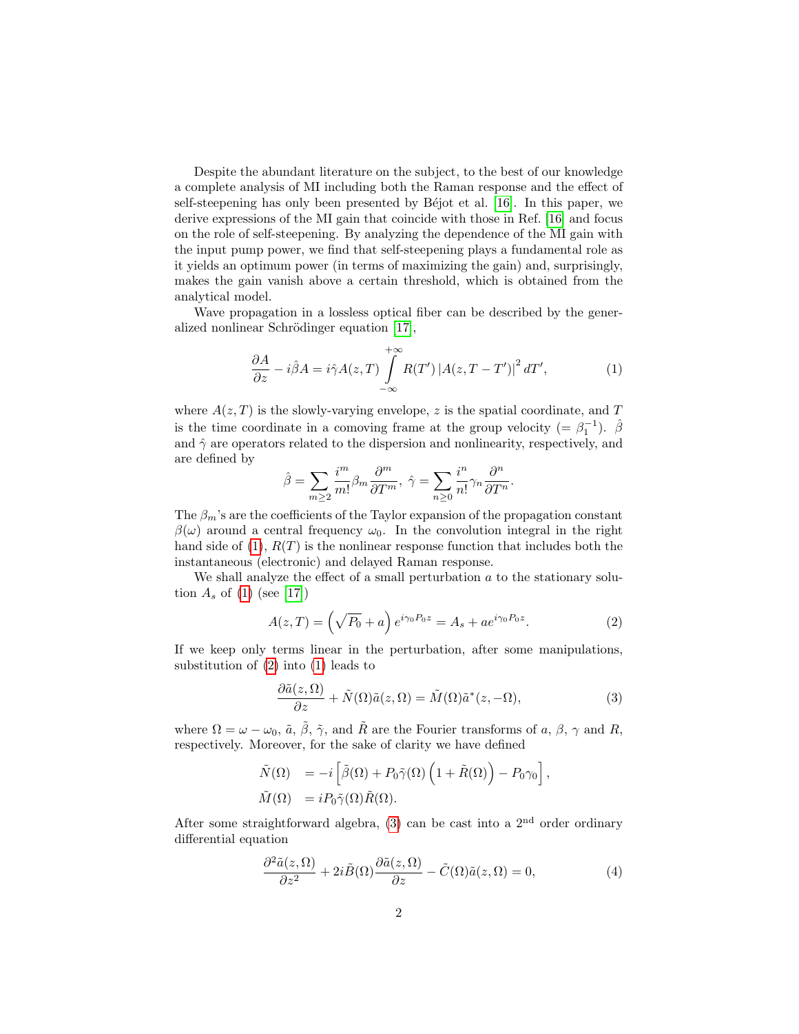Despite the abundant literature on the subject, to the best of our knowledge a complete analysis of MI including both the Raman response and the effect of self-steepening has only been presented by Béjot et al. [16]. In this paper, we derive expressions of the MI gain that coincide with those in Ref. [16] and focus on the role of self-steepening. By analyzing the dependence of the MI gain with the input pump power, we find that self-steepening plays a fundamental role as it yields an optimum power (in terms of maximizing the gain) and, surprisingly, makes the gain vanish above a certain threshold, which is obtained from the analytical model.

Wave propagation in a lossless optical fiber can be described by the generalized nonlinear Schrödinger equation [17],

$$\frac{\partial A}{\partial z} - i\hat{\beta}A = i\hat{\gamma}A(z,T)\int_{-\infty}^{+\infty} R(T')\left|A(z,T-T')\right|^2 dT', \tag{1}$$

where $A(z,T)$ is the slowly-varying envelope, $z$ is the spatial coordinate, and $T$ is the time coordinate in a comoving frame at the group velocity ($=\beta_1^{-1}$). $\hat{\beta}$ and $\hat{\gamma}$ are operators related to the dispersion and nonlinearity, respectively, and are defined by

$$\hat{\beta} = \sum_{m\geq 2}\frac{i^m}{m!}\beta_m\frac{\partial^m}{\partial T^m},\ \hat{\gamma} = \sum_{n\geq 0}\frac{i^n}{n!}\gamma_n\frac{\partial^n}{\partial T^n}.$$

The $\beta_m$'s are the coefficients of the Taylor expansion of the propagation constant $\beta(\omega)$ around a central frequency $\omega_0$. In the convolution integral in the right hand side of (1), $R(T)$ is the nonlinear response function that includes both the instantaneous (electronic) and delayed Raman response.

We shall analyze the effect of a small perturbation $a$ to the stationary solution $A_s$ of (1) (see [17])

$$A(z,T) = \left(\sqrt{P_0} + a\right)e^{i\gamma_0 P_0 z} = A_s + ae^{i\gamma_0 P_0 z}. \tag{2}$$

If we keep only terms linear in the perturbation, after some manipulations, substitution of (2) into (1) leads to

$$\frac{\partial \tilde{a}(z,\Omega)}{\partial z} + \tilde{N}(\Omega)\tilde{a}(z,\Omega) = \tilde{M}(\Omega)\tilde{a}^*(z,-\Omega), \tag{3}$$

where $\Omega = \omega - \omega_0$, $\tilde{a}$, $\tilde{\beta}$, $\tilde{\gamma}$, and $\tilde{R}$ are the Fourier transforms of $a$, $\beta$, $\gamma$ and $R$, respectively. Moreover, for the sake of clarity we have defined

$$\begin{aligned}\tilde{N}(\Omega) &= -i\left[\tilde{\beta}(\Omega) + P_0\tilde{\gamma}(\Omega)\left(1+\tilde{R}(\Omega)\right) - P_0\gamma_0\right],\\ \tilde{M}(\Omega) &= iP_0\tilde{\gamma}(\Omega)\tilde{R}(\Omega).\end{aligned}$$

After some straightforward algebra, (3) can be cast into a 2[nd] order ordinary differential equation

$$\frac{\partial^2\tilde{a}(z,\Omega)}{\partial z^2} + 2i\tilde{B}(\Omega)\frac{\partial\tilde{a}(z,\Omega)}{\partial z} - \tilde{C}(\Omega)\tilde{a}(z,\Omega) = 0, \tag{4}$$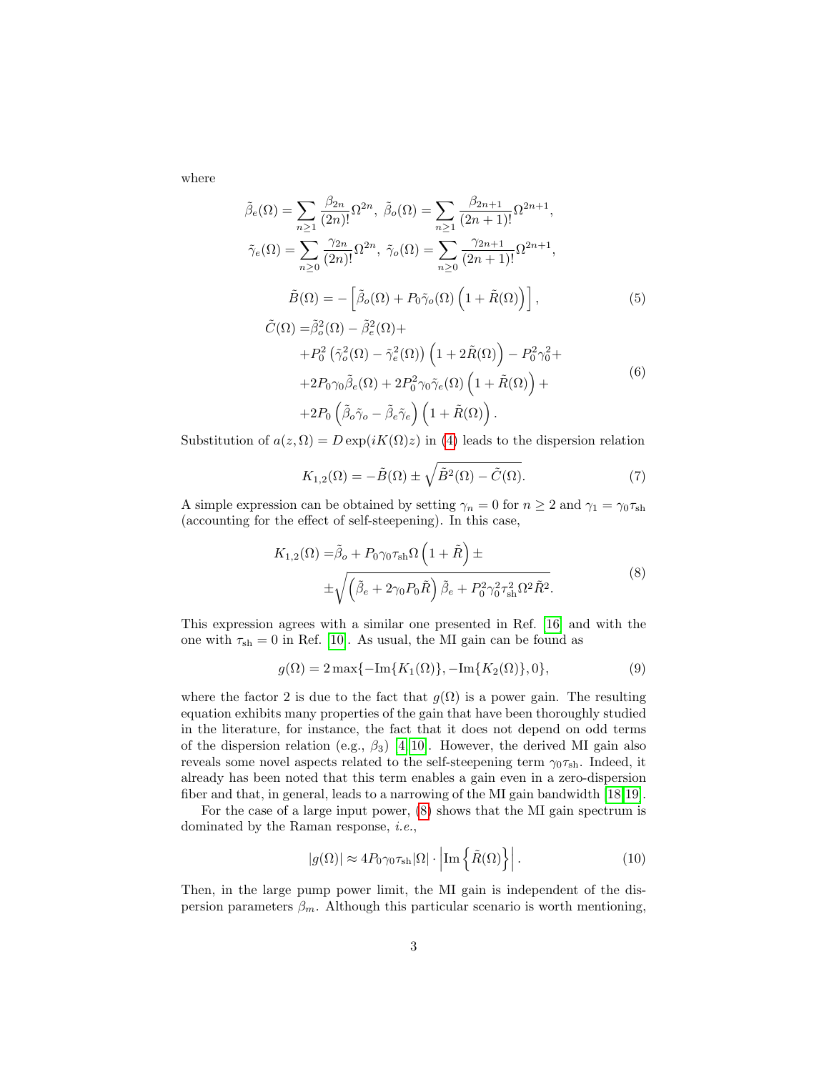where

$$\tilde{\beta}_e(\Omega) = \sum_{n\geq 1} \frac{\beta_{2n}}{(2n)!}\Omega^{2n},\ \tilde{\beta}_o(\Omega) = \sum_{n\geq 1} \frac{\beta_{2n+1}}{(2n+1)!}\Omega^{2n+1},$$

$$\tilde{\gamma}_e(\Omega) = \sum_{n\geq 0} \frac{\gamma_{2n}}{(2n)!}\Omega^{2n},\ \tilde{\gamma}_o(\Omega) = \sum_{n\geq 0} \frac{\gamma_{2n+1}}{(2n+1)!}\Omega^{2n+1},$$

$$\tilde{B}(\Omega) = -\left[\tilde{\beta}_o(\Omega) + P_0\tilde{\gamma}_o(\Omega)\left(1+\tilde{R}(\Omega)\right)\right], \tag{5}$$

$$\begin{aligned}\tilde{C}(\Omega) =& \tilde{\beta}_o^2(\Omega) - \tilde{\beta}_e^2(\Omega) + \\ &+ P_0^2\left(\tilde{\gamma}_o^2(\Omega) - \tilde{\gamma}_e^2(\Omega)\right)\left(1+2\tilde{R}(\Omega)\right) - P_0^2\gamma_0^2 + \\ &+ 2P_0\gamma_0\tilde{\beta}_e(\Omega) + 2P_0^2\gamma_0\tilde{\gamma}_e(\Omega)\left(1+\tilde{R}(\Omega)\right) + \\ &+ 2P_0\left(\tilde{\beta}_o\tilde{\gamma}_o - \tilde{\beta}_e\tilde{\gamma}_e\right)\left(1+\tilde{R}(\Omega)\right).\end{aligned} \tag{6}$$

Substitution of $a(z,\Omega) = D\exp(iK(\Omega)z)$ in (4) leads to the dispersion relation

$$K_{1,2}(\Omega) = -\tilde{B}(\Omega) \pm \sqrt{\tilde{B}^2(\Omega) - \tilde{C}(\Omega)}. \tag{7}$$

A simple expression can be obtained by setting $\gamma_n = 0$ for $n \geq 2$ and $\gamma_1 = \gamma_0\tau_{\mathrm{sh}}$ (accounting for the effect of self-steepening). In this case,

$$\begin{aligned}K_{1,2}(\Omega) =& \tilde{\beta}_o + P_0\gamma_0\tau_{\mathrm{sh}}\Omega\left(1+\tilde{R}\right) \pm \\ &\pm\sqrt{\left(\tilde{\beta}_e + 2\gamma_0P_0\tilde{R}\right)\tilde{\beta}_e + P_0^2\gamma_0^2\tau_{\mathrm{sh}}^2\Omega^2\tilde{R}^2}.\end{aligned} \tag{8}$$

This expression agrees with a similar one presented in Ref. [16] and with the one with $\tau_{\mathrm{sh}} = 0$ in Ref. [10]. As usual, the MI gain can be found as

$$g(\Omega) = 2\max\{-\mathrm{Im}\{K_1(\Omega)\}, -\mathrm{Im}\{K_2(\Omega)\}, 0\}, \tag{9}$$

where the factor 2 is due to the fact that $g(\Omega)$ is a power gain. The resulting equation exhibits many properties of the gain that have been thoroughly studied in the literature, for instance, the fact that it does not depend on odd terms of the dispersion relation (e.g., $\beta_3$) [4, 10]. However, the derived MI gain also reveals some novel aspects related to the self-steepening term $\gamma_0\tau_{\mathrm{sh}}$. Indeed, it already has been noted that this term enables a gain even in a zero-dispersion fiber and that, in general, leads to a narrowing of the MI gain bandwidth [18, 19].

For the case of a large input power, (8) shows that the MI gain spectrum is dominated by the Raman response, *i.e.*,

$$|g(\Omega)| \approx 4P_0\gamma_0\tau_{\mathrm{sh}}|\Omega| \cdot \left|\mathrm{Im}\left\{\tilde{R}(\Omega)\right\}\right|. \tag{10}$$

Then, in the large pump power limit, the MI gain is independent of the dispersion parameters $\beta_m$. Although this particular scenario is worth mentioning,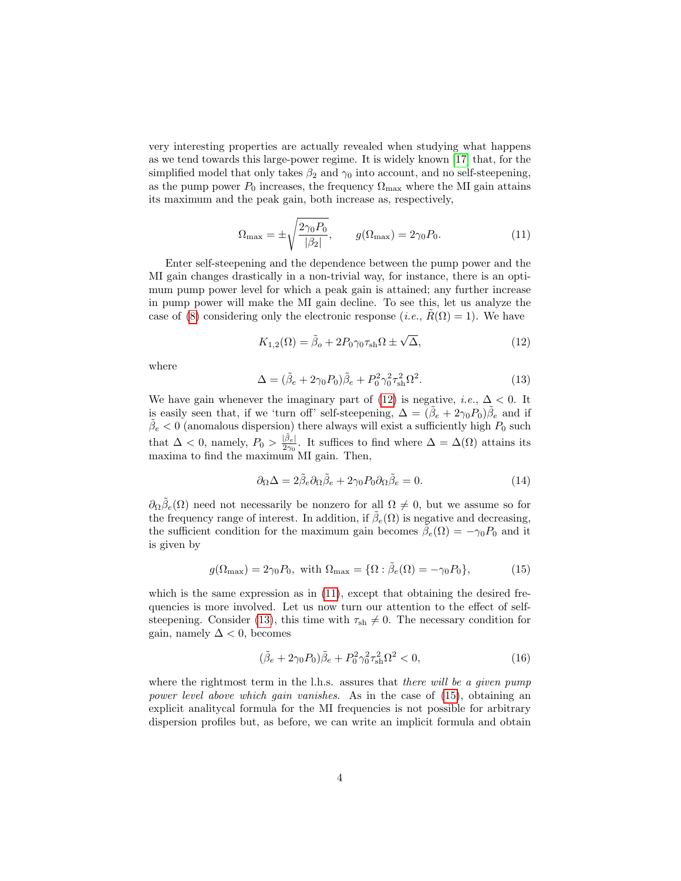very interesting properties are actually revealed when studying what happens as we tend towards this large-power regime. It is widely known [17] that, for the simplified model that only takes $\beta_2$ and $\gamma_0$ into account, and no self-steepening, as the pump power $P_0$ increases, the frequency $\Omega_{\max}$ where the MI gain attains its maximum and the peak gain, both increase as, respectively,

$$\Omega_{\max} = \pm\sqrt{\frac{2\gamma_0 P_0}{|\beta_2|}}, \qquad g(\Omega_{\max}) = 2\gamma_0 P_0. \tag{11}$$

Enter self-steepening and the dependence between the pump power and the MI gain changes drastically in a non-trivial way, for instance, there is an optimum pump power level for which a peak gain is attained; any further increase in pump power will make the MI gain decline. To see this, let us analyze the case of (8) considering only the electronic response (*i.e.*, $\tilde{R}(\Omega) = 1$). We have

$$K_{1,2}(\Omega) = \tilde{\beta}_o + 2P_0\gamma_0\tau_{\text{sh}}\Omega \pm \sqrt{\Delta}, \tag{12}$$

where

$$\Delta = (\tilde{\beta}_e + 2\gamma_0 P_0)\tilde{\beta}_e + P_0^2\gamma_0^2\tau_{\text{sh}}^2\Omega^2. \tag{13}$$

We have gain whenever the imaginary part of (12) is negative, *i.e.*, $\Delta < 0$. It is easily seen that, if we 'turn off' self-steepening, $\Delta = (\tilde{\beta}_e + 2\gamma_0 P_0)\tilde{\beta}_e$ and if $\tilde{\beta}_e < 0$ (anomalous dispersion) there always will exist a sufficiently high $P_0$ such that $\Delta < 0$, namely, $P_0 > \frac{|\tilde{\beta}_e|}{2\gamma_0}$. It suffices to find where $\Delta = \Delta(\Omega)$ attains its maxima to find the maximum MI gain. Then,

$$\partial_\Omega \Delta = 2\tilde{\beta}_e\partial_\Omega\tilde{\beta}_e + 2\gamma_0 P_0\partial_\Omega\tilde{\beta}_e = 0. \tag{14}$$

$\partial_\Omega\tilde{\beta}_e(\Omega)$ need not necessarily be nonzero for all $\Omega \neq 0$, but we assume so for the frequency range of interest. In addition, if $\tilde{\beta}_e(\Omega)$ is negative and decreasing, the sufficient condition for the maximum gain becomes $\tilde{\beta}_e(\Omega) = -\gamma_0 P_0$ and it is given by

$$g(\Omega_{\max}) = 2\gamma_0 P_0, \text{ with } \Omega_{\max} = \{\Omega : \tilde{\beta}_e(\Omega) = -\gamma_0 P_0\}, \tag{15}$$

which is the same expression as in (11), except that obtaining the desired frequencies is more involved. Let us now turn our attention to the effect of self-steepening. Consider (13), this time with $\tau_{\text{sh}} \neq 0$. The necessary condition for gain, namely $\Delta < 0$, becomes

$$(\tilde{\beta}_e + 2\gamma_0 P_0)\tilde{\beta}_e + P_0^2\gamma_0^2\tau_{\text{sh}}^2\Omega^2 < 0, \tag{16}$$

where the rightmost term in the l.h.s. assures that *there will be a given pump power level above which gain vanishes*. As in the case of (15), obtaining an explicit analitycal formula for the MI frequencies is not possible for arbitrary dispersion profiles but, as before, we can write an implicit formula and obtain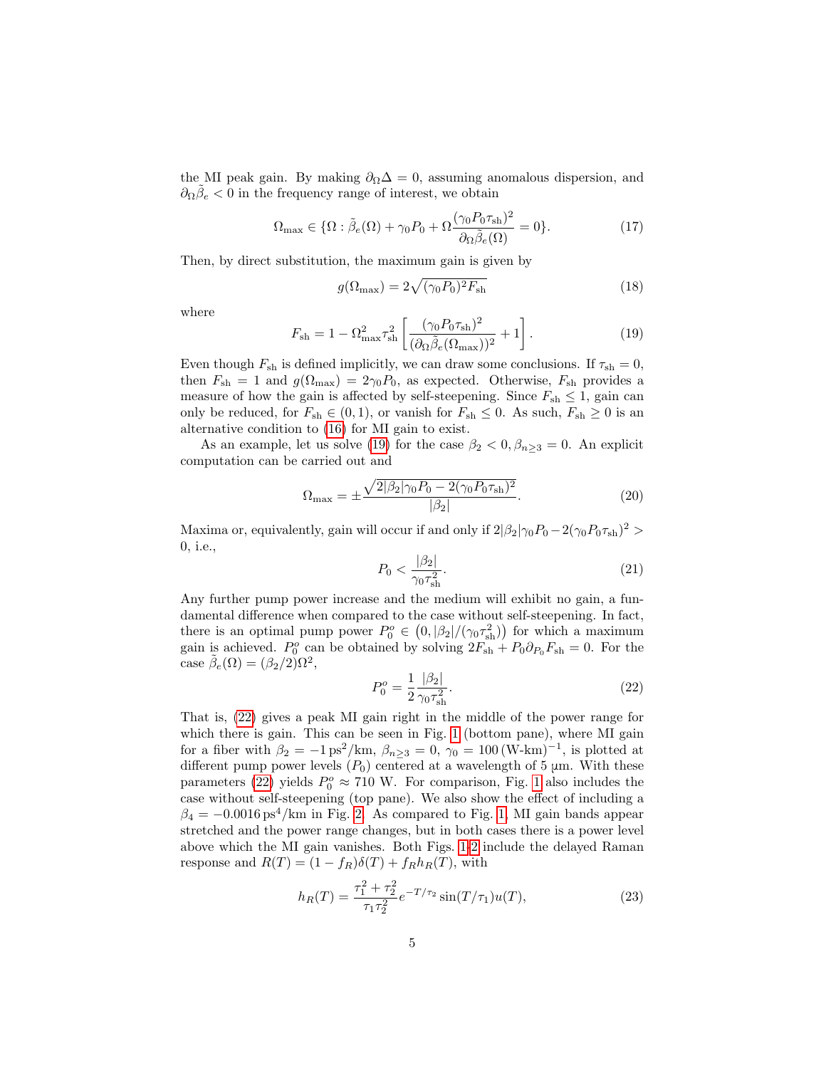the MI peak gain. By making $\partial_\Omega \Delta = 0$, assuming anomalous dispersion, and $\partial_\Omega \tilde{\beta}_e < 0$ in the frequency range of interest, we obtain

$$\Omega_{\max} \in \{\Omega : \tilde{\beta}_e(\Omega) + \gamma_0 P_0 + \Omega \frac{(\gamma_0 P_0 \tau_{\rm sh})^2}{\partial_\Omega \tilde{\beta}_e(\Omega)} = 0\}. \tag{17}$$

Then, by direct substitution, the maximum gain is given by

$$g(\Omega_{\max}) = 2\sqrt{(\gamma_0 P_0)^2 F_{\rm sh}} \tag{18}$$

where

$$F_{\rm sh} = 1 - \Omega_{\max}^2 \tau_{\rm sh}^2 \left[ \frac{(\gamma_0 P_0 \tau_{\rm sh})^2}{(\partial_\Omega \tilde{\beta}_e(\Omega_{\max}))^2} + 1 \right]. \tag{19}$$

Even though $F_{\rm sh}$ is defined implicitly, we can draw some conclusions. If $\tau_{\rm sh} = 0$, then $F_{\rm sh} = 1$ and $g(\Omega_{\max}) = 2\gamma_0 P_0$, as expected. Otherwise, $F_{\rm sh}$ provides a measure of how the gain is affected by self-steepening. Since $F_{\rm sh} \leq 1$, gain can only be reduced, for $F_{\rm sh} \in (0, 1)$, or vanish for $F_{\rm sh} \leq 0$. As such, $F_{\rm sh} \geq 0$ is an alternative condition to (16) for MI gain to exist.

As an example, let us solve (19) for the case $\beta_2 < 0, \beta_{n\geq 3} = 0$. An explicit computation can be carried out and

$$\Omega_{\max} = \pm \frac{\sqrt{2|\beta_2|\gamma_0 P_0 - 2(\gamma_0 P_0 \tau_{\rm sh})^2}}{|\beta_2|}. \tag{20}$$

Maxima or, equivalently, gain will occur if and only if $2|\beta_2|\gamma_0 P_0 - 2(\gamma_0 P_0 \tau_{\rm sh})^2 > 0$, i.e.,

$$P_0 < \frac{|\beta_2|}{\gamma_0 \tau_{\rm sh}^2}. \tag{21}$$

Any further pump power increase and the medium will exhibit no gain, a fundamental difference when compared to the case without self-steepening. In fact, there is an optimal pump power $P_0^o \in \left(0, |\beta_2|/(\gamma_0 \tau_{\rm sh}^2)\right)$ for which a maximum gain is achieved. $P_0^o$ can be obtained by solving $2F_{\rm sh} + P_0 \partial_{P_0} F_{\rm sh} = 0$. For the case $\tilde{\beta}_e(\Omega) = (\beta_2/2)\Omega^2$,

$$P_0^o = \frac{1}{2} \frac{|\beta_2|}{\gamma_0 \tau_{\rm sh}^2}. \tag{22}$$

That is, (22) gives a peak MI gain right in the middle of the power range for which there is gain. This can be seen in Fig. 1 (bottom pane), where MI gain for a fiber with $\beta_2 = -1\,{\rm ps}^2/{\rm km}$, $\beta_{n\geq 3} = 0$, $\gamma_0 = 100\,({\rm W\text{-}km})^{-1}$, is plotted at different pump power levels ($P_0$) centered at a wavelength of 5 µm. With these parameters (22) yields $P_0^o \approx 710$ W. For comparison, Fig. 1 also includes the case without self-steepening (top pane). We also show the effect of including a $\beta_4 = -0.0016\,{\rm ps}^4/{\rm km}$ in Fig. 2. As compared to Fig. 1, MI gain bands appear stretched and the power range changes, but in both cases there is a power level above which the MI gain vanishes. Both Figs. 1-2 include the delayed Raman response and $R(T) = (1 - f_R)\delta(T) + f_R h_R(T)$, with

$$h_R(T) = \frac{\tau_1^2 + \tau_2^2}{\tau_1 \tau_2^2} e^{-T/\tau_2} \sin(T/\tau_1) u(T), \tag{23}$$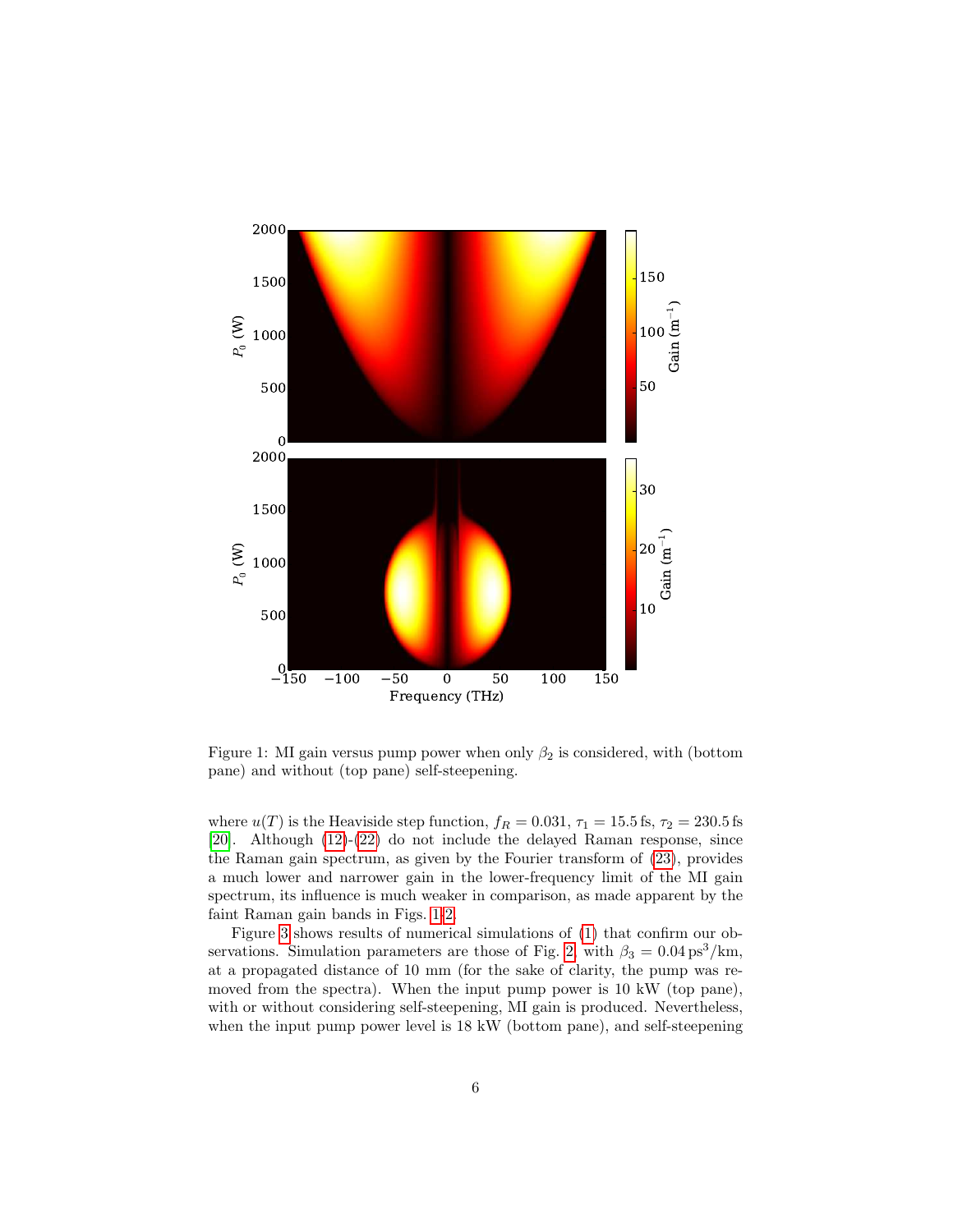Figure 1: MI gain versus pump power when only $\beta_2$ is considered, with (bottom pane) and without (top pane) self-steepening.

where $u(T)$ is the Heaviside step function, $f_R = 0.031$, $\tau_1 = 15.5\,\text{fs}$, $\tau_2 = 230.5\,\text{fs}$ [20]. Although (12)-(22) do not include the delayed Raman response, since the Raman gain spectrum, as given by the Fourier transform of (23), provides a much lower and narrower gain in the lower-frequency limit of the MI gain spectrum, its influence is much weaker in comparison, as made apparent by the faint Raman gain bands in Figs. 1-2.

Figure 3 shows results of numerical simulations of (1) that confirm our observations. Simulation parameters are those of Fig. 2, with $\beta_3 = 0.04\,\text{ps}^3/\text{km}$, at a propagated distance of 10 mm (for the sake of clarity, the pump was removed from the spectra). When the input pump power is 10 kW (top pane), with or without considering self-steepening, MI gain is produced. Nevertheless, when the input pump power level is 18 kW (bottom pane), and self-steepening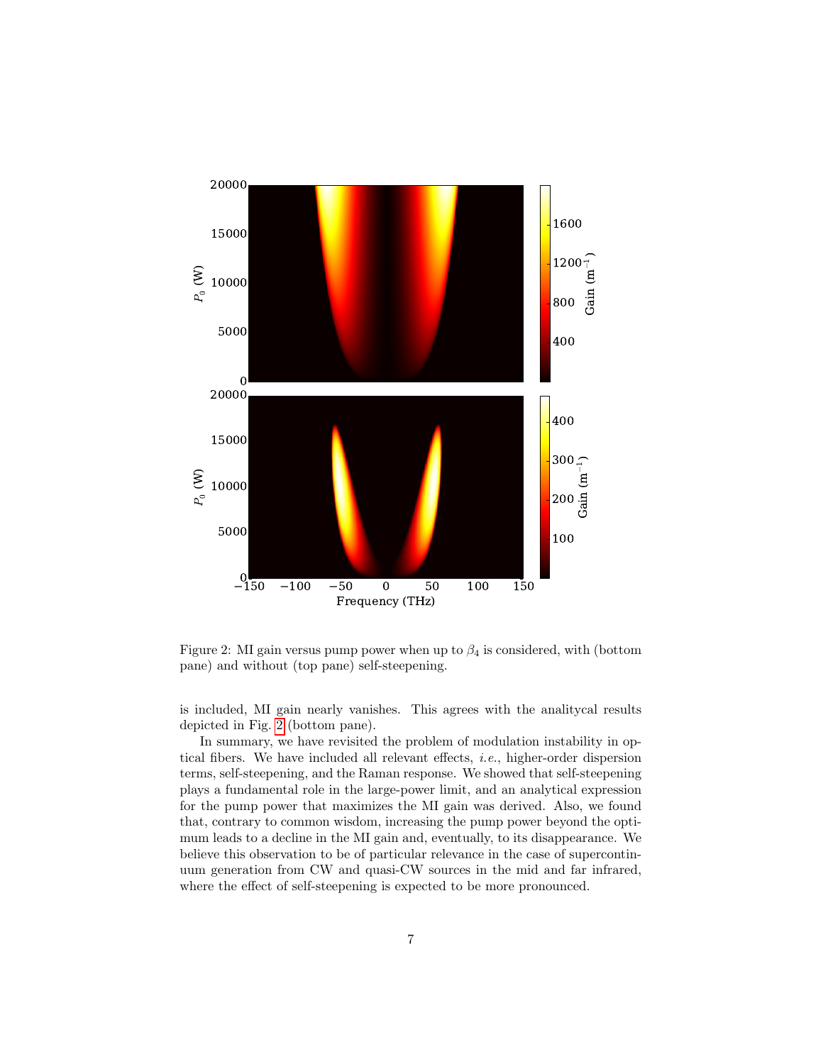Figure 2: MI gain versus pump power when up to $\beta_4$ is considered, with (bottom pane) and without (top pane) self-steepening.

is included, MI gain nearly vanishes. This agrees with the analitycal results depicted in Fig. 2 (bottom pane).

In summary, we have revisited the problem of modulation instability in optical fibers. We have included all relevant effects, *i.e.*, higher-order dispersion terms, self-steepening, and the Raman response. We showed that self-steepening plays a fundamental role in the large-power limit, and an analytical expression for the pump power that maximizes the MI gain was derived. Also, we found that, contrary to common wisdom, increasing the pump power beyond the optimum leads to a decline in the MI gain and, eventually, to its disappearance. We believe this observation to be of particular relevance in the case of supercontinuum generation from CW and quasi-CW sources in the mid and far infrared, where the effect of self-steepening is expected to be more pronounced.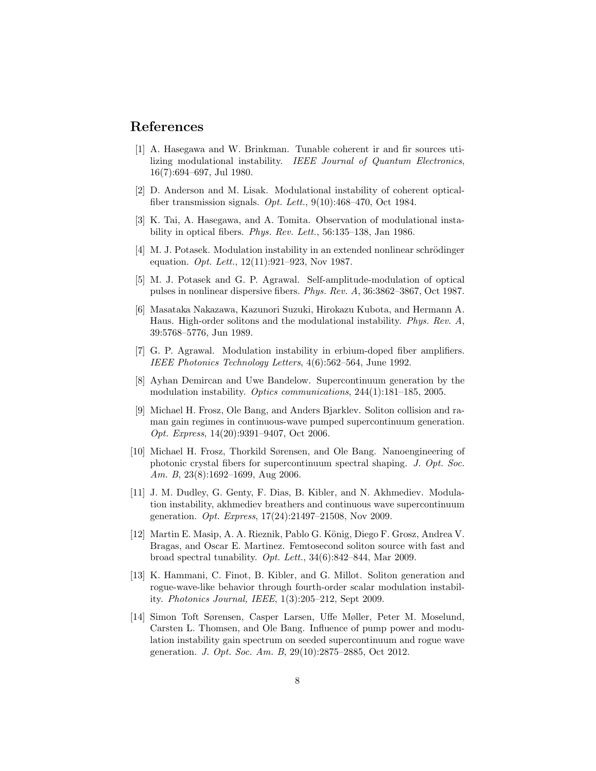## References

[1] A. Hasegawa and W. Brinkman. Tunable coherent ir and fir sources utilizing modulational instability. *IEEE Journal of Quantum Electronics*, 16(7):694–697, Jul 1980.

[2] D. Anderson and M. Lisak. Modulational instability of coherent optical-fiber transmission signals. *Opt. Lett.*, 9(10):468–470, Oct 1984.

[3] K. Tai, A. Hasegawa, and A. Tomita. Observation of modulational instability in optical fibers. *Phys. Rev. Lett.*, 56:135–138, Jan 1986.

[4] M. J. Potasek. Modulation instability in an extended nonlinear schrödinger equation. *Opt. Lett.*, 12(11):921–923, Nov 1987.

[5] M. J. Potasek and G. P. Agrawal. Self-amplitude-modulation of optical pulses in nonlinear dispersive fibers. *Phys. Rev. A*, 36:3862–3867, Oct 1987.

[6] Masataka Nakazawa, Kazunori Suzuki, Hirokazu Kubota, and Hermann A. Haus. High-order solitons and the modulational instability. *Phys. Rev. A*, 39:5768–5776, Jun 1989.

[7] G. P. Agrawal. Modulation instability in erbium-doped fiber amplifiers. *IEEE Photonics Technology Letters*, 4(6):562–564, June 1992.

[8] Ayhan Demircan and Uwe Bandelow. Supercontinuum generation by the modulation instability. *Optics communications*, 244(1):181–185, 2005.

[9] Michael H. Frosz, Ole Bang, and Anders Bjarklev. Soliton collision and raman gain regimes in continuous-wave pumped supercontinuum generation. *Opt. Express*, 14(20):9391–9407, Oct 2006.

[10] Michael H. Frosz, Thorkild Sørensen, and Ole Bang. Nanoengineering of photonic crystal fibers for supercontinuum spectral shaping. *J. Opt. Soc. Am. B*, 23(8):1692–1699, Aug 2006.

[11] J. M. Dudley, G. Genty, F. Dias, B. Kibler, and N. Akhmediev. Modulation instability, akhmediev breathers and continuous wave supercontinuum generation. *Opt. Express*, 17(24):21497–21508, Nov 2009.

[12] Martin E. Masip, A. A. Rieznik, Pablo G. König, Diego F. Grosz, Andrea V. Bragas, and Oscar E. Martinez. Femtosecond soliton source with fast and broad spectral tunability. *Opt. Lett.*, 34(6):842–844, Mar 2009.

[13] K. Hammani, C. Finot, B. Kibler, and G. Millot. Soliton generation and rogue-wave-like behavior through fourth-order scalar modulation instability. *Photonics Journal, IEEE*, 1(3):205–212, Sept 2009.

[14] Simon Toft Sørensen, Casper Larsen, Uffe Møller, Peter M. Moselund, Carsten L. Thomsen, and Ole Bang. Influence of pump power and modulation instability gain spectrum on seeded supercontinuum and rogue wave generation. *J. Opt. Soc. Am. B*, 29(10):2875–2885, Oct 2012.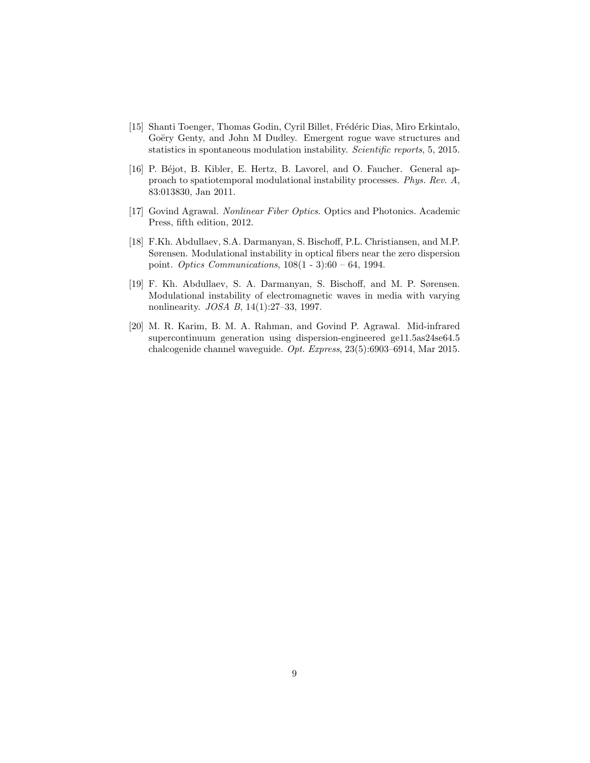[15] Shanti Toenger, Thomas Godin, Cyril Billet, Frédéric Dias, Miro Erkintalo, Goëry Genty, and John M Dudley. Emergent rogue wave structures and statistics in spontaneous modulation instability. *Scientific reports*, 5, 2015.

[16] P. Béjot, B. Kibler, E. Hertz, B. Lavorel, and O. Faucher. General approach to spatiotemporal modulational instability processes. *Phys. Rev. A*, 83:013830, Jan 2011.

[17] Govind Agrawal. *Nonlinear Fiber Optics*. Optics and Photonics. Academic Press, fifth edition, 2012.

[18] F.Kh. Abdullaev, S.A. Darmanyan, S. Bischoff, P.L. Christiansen, and M.P. Sørensen. Modulational instability in optical fibers near the zero dispersion point. *Optics Communications*, 108(1 - 3):60 – 64, 1994.

[19] F. Kh. Abdullaev, S. A. Darmanyan, S. Bischoff, and M. P. Sørensen. Modulational instability of electromagnetic waves in media with varying nonlinearity. *JOSA B*, 14(1):27–33, 1997.

[20] M. R. Karim, B. M. A. Rahman, and Govind P. Agrawal. Mid-infrared supercontinuum generation using dispersion-engineered ge11.5as24se64.5 chalcogenide channel waveguide. *Opt. Express*, 23(5):6903–6914, Mar 2015.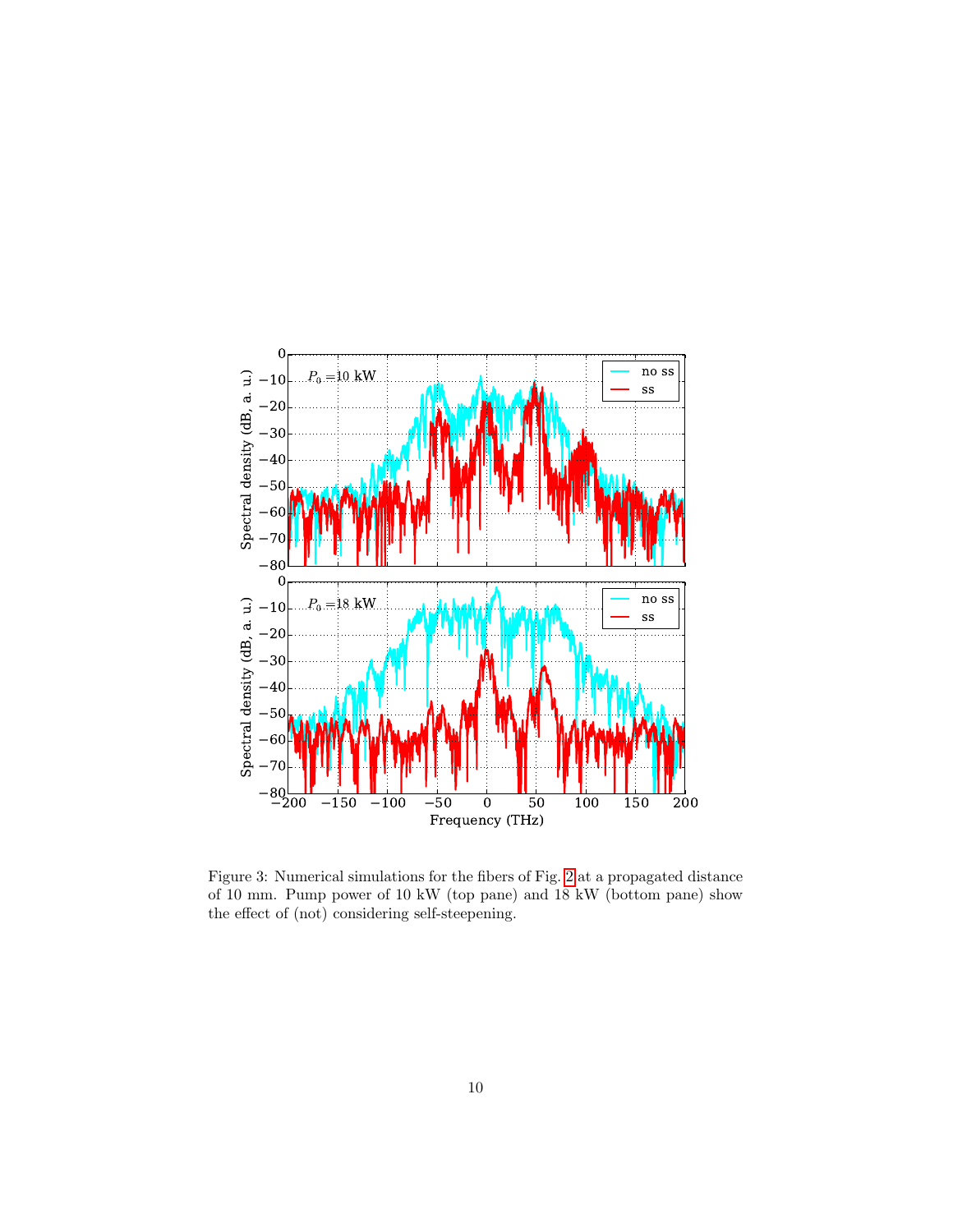$P_0 = 10$ kW

no ss

ss

Spectral density (dB, a. u.)

0
−10
−20
−30
−40
−50
−60
−70
−80

$P_0 = 18$ kW

no ss

ss

Spectral density (dB, a. u.)

0
−10
−20
−30
−40
−50
−60
−70
−80

−200 −150 −100 −50 0 50 100 150 200

Frequency (THz)

Figure 3: Numerical simulations for the fibers of Fig. 2 at a propagated distance of 10 mm. Pump power of 10 kW (top pane) and 18 kW (bottom pane) show the effect of (not) considering self-steepening.